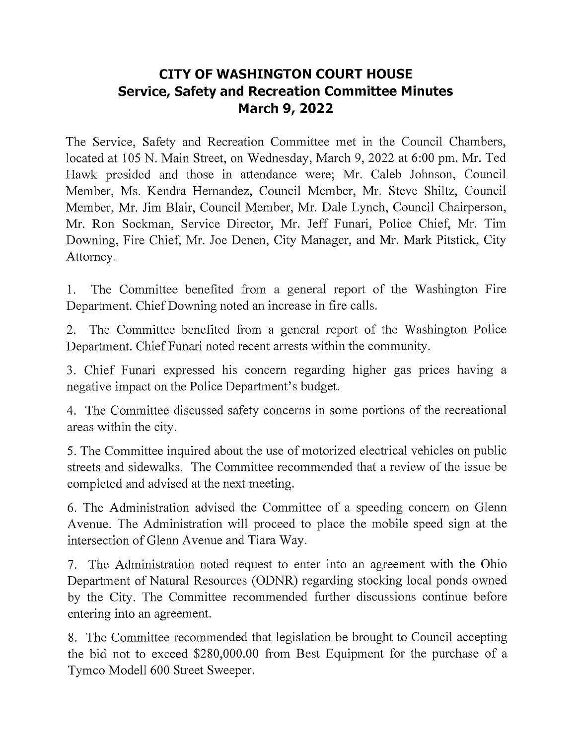# CITY OF WASHINGTON COURT HOUSE
## Service, Safety and Recreation Committee Minutes
## March 9, 2022

The Service, Safety and Recreation Committee met in the Council Chambers, located at 105 N. Main Street, on Wednesday, March 9, 2022 at 6:00 pm. Mr. Ted Hawk presided and those in attendance were; Mr. Caleb Johnson, Council Member, Ms. Kendra Hernandez, Council Member, Mr. Steve Shiltz, Council Member, Mr. Jim Blair, Council Member, Mr. Dale Lynch, Council Chairperson, Mr. Ron Sockman, Service Director, Mr. Jeff Funari, Police Chief, Mr. Tim Downing, Fire Chief, Mr. Joe Denen, City Manager, and Mr. Mark Pitstick, City Attorney.

1. The Committee benefited from a general report of the Washington Fire Department. Chief Downing noted an increase in fire calls.

2. The Committee benefited from a general report of the Washington Police Department. Chief Funari noted recent arrests within the community.

3. Chief Funari expressed his concern regarding higher gas prices having a negative impact on the Police Department's budget.

4. The Committee discussed safety concerns in some portions of the recreational areas within the city.

5. The Committee inquired about the use of motorized electrical vehicles on public streets and sidewalks. The Committee recommended that a review of the issue be completed and advised at the next meeting.

6. The Administration advised the Committee of a speeding concern on Glenn Avenue. The Administration will proceed to place the mobile speed sign at the intersection of Glenn Avenue and Tiara Way.

7. The Administration noted request to enter into an agreement with the Ohio Department of Natural Resources (ODNR) regarding stocking local ponds owned by the City. The Committee recommended further discussions continue before entering into an agreement.

8. The Committee recommended that legislation be brought to Council accepting the bid not to exceed $280,000.00 from Best Equipment for the purchase of a Tymco Modell 600 Street Sweeper.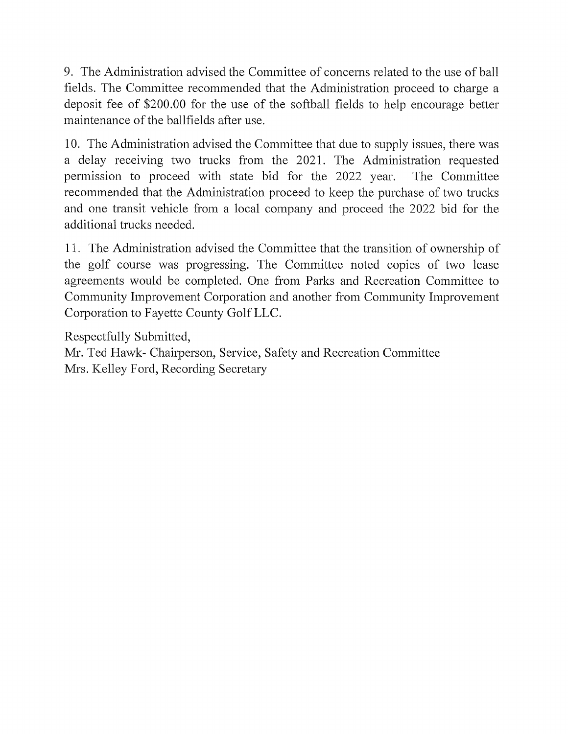9. The Administration advised the Committee of concerns related to the use of ball fields. The Committee recommended that the Administration proceed to charge a deposit fee of $200.00 for the use of the softball fields to help encourage better maintenance of the ballfields after use.

10. The Administration advised the Committee that due to supply issues, there was a delay receiving two trucks from the 2021. The Administration requested permission to proceed with state bid for the 2022 year. The Committee recommended that the Administration proceed to keep the purchase of two trucks and one transit vehicle from a local company and proceed the 2022 bid for the additional trucks needed.

11. The Administration advised the Committee that the transition of ownership of the golf course was progressing. The Committee noted copies of two lease agreements would be completed. One from Parks and Recreation Committee to Community Improvement Corporation and another from Community Improvement Corporation to Fayette County Golf LLC.

Respectfully Submitted,
Mr. Ted Hawk- Chairperson, Service, Safety and Recreation Committee
Mrs. Kelley Ford, Recording Secretary